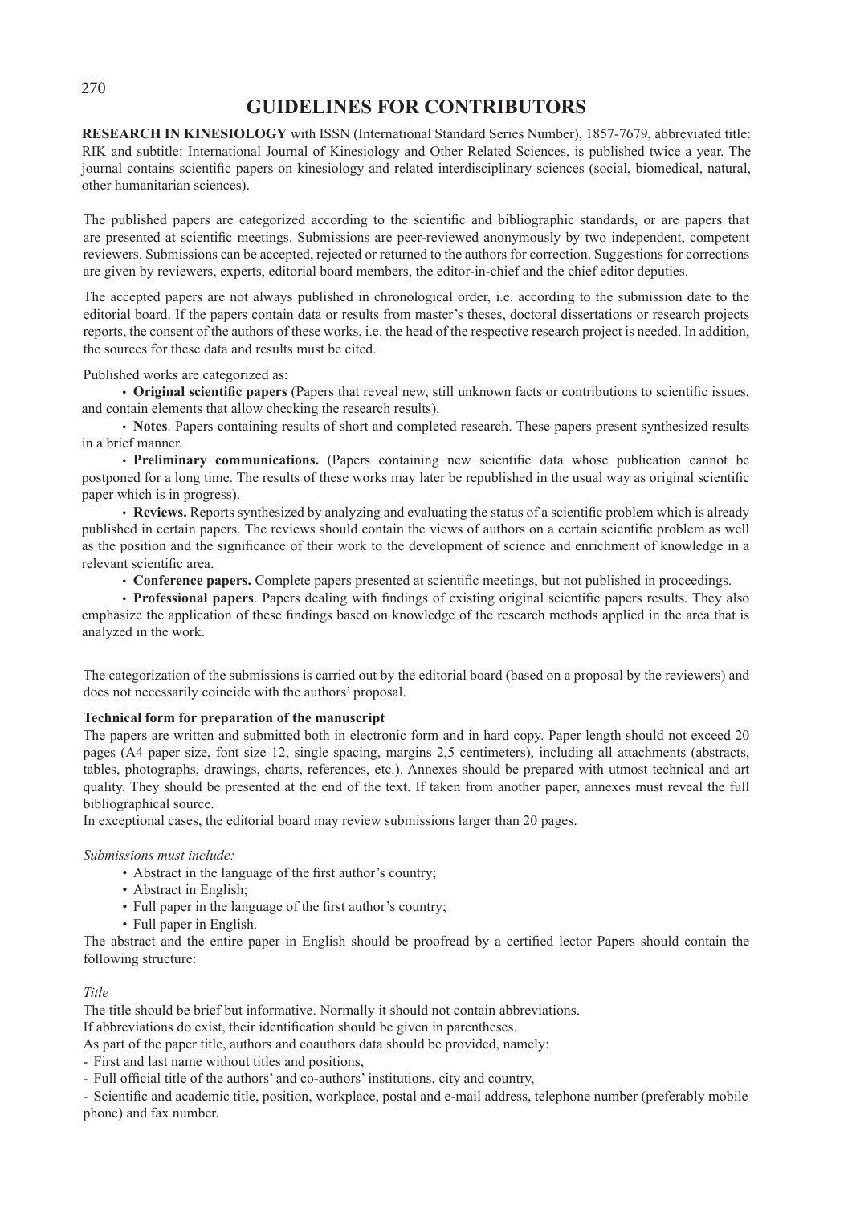# GUIDELINES FOR CONTRIBUTORS

**RESEARCH IN KINESIOLOGY** with ISSN (International Standard Series Number), 1857-7679, abbreviated title: RIK and subtitle: International Journal of Kinesiology and Other Related Sciences, is published twice a year. The journal contains scientific papers on kinesiology and related interdisciplinary sciences (social, biomedical, natural, other humanitarian sciences).

The published papers are categorized according to the scientific and bibliographic standards, or are papers that are presented at scientific meetings. Submissions are peer-reviewed anonymously by two independent, competent reviewers. Submissions can be accepted, rejected or returned to the authors for correction. Suggestions for corrections are given by reviewers, experts, editorial board members, the editor-in-chief and the chief editor deputies.

The accepted papers are not always published in chronological order, i.e. according to the submission date to the editorial board. If the papers contain data or results from master's theses, doctoral dissertations or research projects reports, the consent of the authors of these works, i.e. the head of the respective research project is needed. In addition, the sources for these data and results must be cited.

Published works are categorized as:

- **Original scientific papers** (Papers that reveal new, still unknown facts or contributions to scientific issues, and contain elements that allow checking the research results).
- **Notes**. Papers containing results of short and completed research. These papers present synthesized results in a brief manner.
- **Preliminary communications.** (Papers containing new scientific data whose publication cannot be postponed for a long time. The results of these works may later be republished in the usual way as original scientific paper which is in progress).
- **Reviews.** Reports synthesized by analyzing and evaluating the status of a scientific problem which is already published in certain papers. The reviews should contain the views of authors on a certain scientific problem as well as the position and the significance of their work to the development of science and enrichment of knowledge in a relevant scientific area.
- **Conference papers.** Complete papers presented at scientific meetings, but not published in proceedings.
- **Professional papers**. Papers dealing with findings of existing original scientific papers results. They also emphasize the application of these findings based on knowledge of the research methods applied in the area that is analyzed in the work.

The categorization of the submissions is carried out by the editorial board (based on a proposal by the reviewers) and does not necessarily coincide with the authors' proposal.

**Technical form for preparation of the manuscript**

The papers are written and submitted both in electronic form and in hard copy. Paper length should not exceed 20 pages (A4 paper size, font size 12, single spacing, margins 2,5 centimeters), including all attachments (abstracts, tables, photographs, drawings, charts, references, etc.). Annexes should be prepared with utmost technical and art quality. They should be presented at the end of the text. If taken from another paper, annexes must reveal the full bibliographical source.

In exceptional cases, the editorial board may review submissions larger than 20 pages.

*Submissions must include:*

- Abstract in the language of the first author's country;
- Abstract in English;
- Full paper in the language of the first author's country;
- Full paper in English.

The abstract and the entire paper in English should be proofread by a certified lector Papers should contain the following structure:

*Title*

The title should be brief but informative. Normally it should not contain abbreviations.

If abbreviations do exist, their identification should be given in parentheses.

As part of the paper title, authors and coauthors data should be provided, namely:

- First and last name without titles and positions,
- Full official title of the authors' and co-authors' institutions, city and country,
- Scientific and academic title, position, workplace, postal and e-mail address, telephone number (preferably mobile phone) and fax number.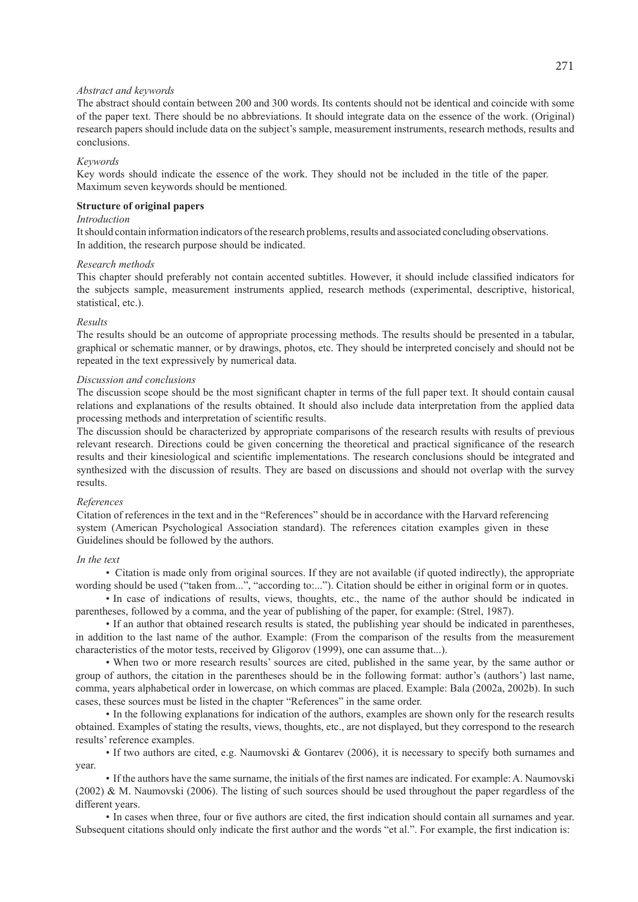*Abstract and keywords*

The abstract should contain between 200 and 300 words. Its contents should not be identical and coincide with some of the paper text. There should be no abbreviations. It should integrate data on the essence of the work. (Original) research papers should include data on the subject's sample, measurement instruments, research methods, results and conclusions.

*Keywords*

Key words should indicate the essence of the work. They should not be included in the title of the paper. Maximum seven keywords should be mentioned.

**Structure of original papers**

*Introduction*

It should contain information indicators of the research problems, results and associated concluding observations. In addition, the research purpose should be indicated.

*Research methods*

This chapter should preferably not contain accented subtitles. However, it should include classified indicators for the subjects sample, measurement instruments applied, research methods (experimental, descriptive, historical, statistical, etc.).

*Results*

The results should be an outcome of appropriate processing methods. The results should be presented in a tabular, graphical or schematic manner, or by drawings, photos, etc. They should be interpreted concisely and should not be repeated in the text expressively by numerical data.

*Discussion and conclusions*

The discussion scope should be the most significant chapter in terms of the full paper text. It should contain causal relations and explanations of the results obtained. It should also include data interpretation from the applied data processing methods and interpretation of scientific results.

The discussion should be characterized by appropriate comparisons of the research results with results of previous relevant research. Directions could be given concerning the theoretical and practical significance of the research results and their kinesiological and scientific implementations. The research conclusions should be integrated and synthesized with the discussion of results. They are based on discussions and should not overlap with the survey results.

*References*

Citation of references in the text and in the "References" should be in accordance with the Harvard referencing system (American Psychological Association standard). The references citation examples given in these Guidelines should be followed by the authors.

*In the text*

- Citation is made only from original sources. If they are not available (if quoted indirectly), the appropriate wording should be used ("taken from...", "according to:..."). Citation should be either in original form or in quotes.
- In case of indications of results, views, thoughts, etc., the name of the author should be indicated in parentheses, followed by a comma, and the year of publishing of the paper, for example: (Strel, 1987).
- If an author that obtained research results is stated, the publishing year should be indicated in parentheses, in addition to the last name of the author. Example: (From the comparison of the results from the measurement characteristics of the motor tests, received by Gligorov (1999), one can assume that...).
- When two or more research results' sources are cited, published in the same year, by the same author or group of authors, the citation in the parentheses should be in the following format: author's (authors') last name, comma, years alphabetical order in lowercase, on which commas are placed. Example: Bala (2002a, 2002b). In such cases, these sources must be listed in the chapter "References" in the same order.
- In the following explanations for indication of the authors, examples are shown only for the research results obtained. Examples of stating the results, views, thoughts, etc., are not displayed, but they correspond to the research results' reference examples.
- If two authors are cited, e.g. Naumovski & Gontarev (2006), it is necessary to specify both surnames and year.
- If the authors have the same surname, the initials of the first names are indicated. For example: A. Naumovski (2002) & M. Naumovski (2006). The listing of such sources should be used throughout the paper regardless of the different years.
- In cases when three, four or five authors are cited, the first indication should contain all surnames and year. Subsequent citations should only indicate the first author and the words "et al.". For example, the first indication is: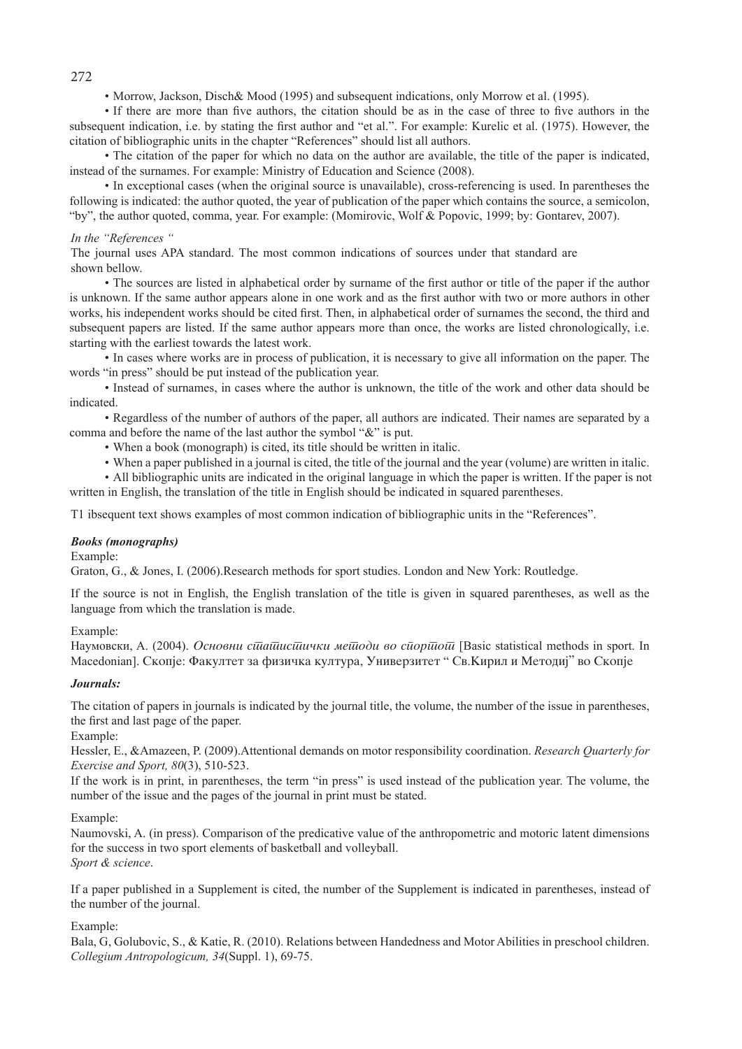• Morrow, Jackson, Disch& Mood (1995) and subsequent indications, only Morrow et al. (1995).

• If there are more than five authors, the citation should be as in the case of three to five authors in the subsequent indication, i.e. by stating the first author and "et al.". For example: Kurelic et al. (1975). However, the citation of bibliographic units in the chapter "References" should list all authors.

• The citation of the paper for which no data on the author are available, the title of the paper is indicated, instead of the surnames. For example: Ministry of Education and Science (2008).

• In exceptional cases (when the original source is unavailable), cross-referencing is used. In parentheses the following is indicated: the author quoted, the year of publication of the paper which contains the source, a semicolon, "by", the author quoted, comma, year. For example: (Momirovic, Wolf & Popovic, 1999; by: Gontarev, 2007).

*In the "References "*

The journal uses APA standard. The most common indications of sources under that standard are shown bellow.

• The sources are listed in alphabetical order by surname of the first author or title of the paper if the author is unknown. If the same author appears alone in one work and as the first author with two or more authors in other works, his independent works should be cited first. Then, in alphabetical order of surnames the second, the third and subsequent papers are listed. If the same author appears more than once, the works are listed chronologically, i.e. starting with the earliest towards the latest work.

• In cases where works are in process of publication, it is necessary to give all information on the paper. The words "in press" should be put instead of the publication year.

• Instead of surnames, in cases where the author is unknown, the title of the work and other data should be indicated.

• Regardless of the number of authors of the paper, all authors are indicated. Their names are separated by a comma and before the name of the last author the symbol "&" is put.

• When a book (monograph) is cited, its title should be written in italic.

• When a paper published in a journal is cited, the title of the journal and the year (volume) are written in italic.

• All bibliographic units are indicated in the original language in which the paper is written. If the paper is not written in English, the translation of the title in English should be indicated in squared parentheses.

T1 ibsequent text shows examples of most common indication of bibliographic units in the "References".

***Books (monographs)***

Example:

Graton, G., & Jones, I. (2006).Research methods for sport studies. London and New York: Routledge.

If the source is not in English, the English translation of the title is given in squared parentheses, as well as the language from which the translation is made.

Example:

Наумовски, А. (2004). *Основни статистички методи во спортот* [Basic statistical methods in sport. In Macedonian]. Скопје: Факултет за физичка култура, Универзитет " Св.Кирил и Методиј" во Скопје

***Journals:***

The citation of papers in journals is indicated by the journal title, the volume, the number of the issue in parentheses, the first and last page of the paper.

Example:

Hessler, E., &Amazeen, P. (2009).Attentional demands on motor responsibility coordination. *Research Quarterly for Exercise and Sport, 80*(3), 510-523.

If the work is in print, in parentheses, the term "in press" is used instead of the publication year. The volume, the number of the issue and the pages of the journal in print must be stated.

Example:

Naumovski, A. (in press). Comparison of the predicative value of the anthropometric and motoric latent dimensions for the success in two sport elements of basketball and volleyball.
*Sport & science*.

If a paper published in a Supplement is cited, the number of the Supplement is indicated in parentheses, instead of the number of the journal.

Example:

Bala, G, Golubovic, S., & Katie, R. (2010). Relations between Handedness and Motor Abilities in preschool children. *Collegium Antropologicum, 34*(Suppl. 1), 69-75.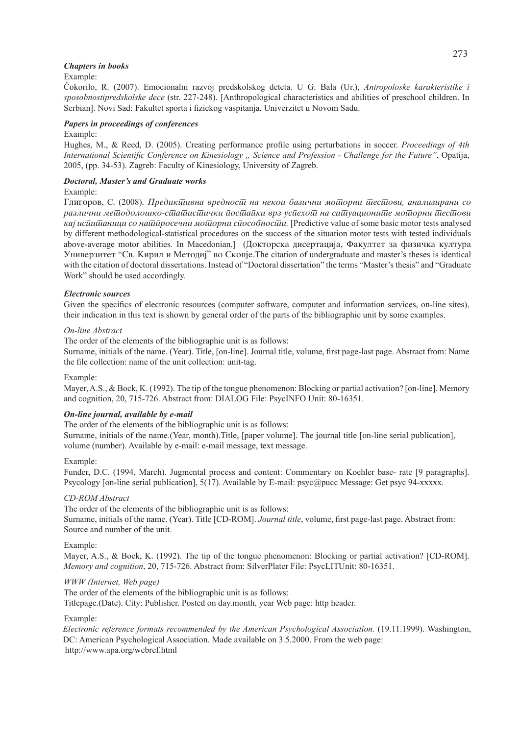***Chapters in books***

Example:

Čokorilo, R. (2007). Emocionalni razvoj predskolskog deteta. U G. Bala (Ur.), *Antropoloske karakteristike i sposobnostipredskolske dece* (str. 227-248). [Anthropological characteristics and abilities of preschool children. In Serbian]. Novi Sad: Fakultet sporta i fizickog vaspitanja, Univerzitet u Novom Sadu.

***Papers in proceedings of conferences***

Example:

Hughes, M., & Reed, D. (2005). Creating performance profile using perturbations in soccer. *Proceedings of 4th International Scientific Conference on Kinesiology „ Science and Profession - Challenge for the Future"*, Opatija, 2005, (pp. 34-53). Zagreb: Faculty of Kinesiology, University of Zagreb.

***Doctoral, Master's and Graduate works***

Example:

Глигоров, С. (2008). *Предиктивна вредност на некои базични моторни тестови, анализирани со различни методолошко-статистички постапки врз успехот на ситуационите моторни тестови кај испитаници со натпросечни моторни способности.* [Predictive value of some basic motor tests analysed by different methodological-statistical procedures on the success of the situation motor tests with tested individuals above-average motor abilities. In Macedonian.] (Докторска дисертација, Факултет за физичка култура Универзитет "Св. Кирил и Методиј" во Скопје.The citation of undergraduate and master's theses is identical with the citation of doctoral dissertations. Instead of "Doctoral dissertation" the terms "Master's thesis" and "Graduate Work" should be used accordingly.

***Electronic sources***

Given the specifics of electronic resources (computer software, computer and information services, on-line sites), their indication in this text is shown by general order of the parts of the bibliographic unit by some examples.

*On-line Abstract*

The order of the elements of the bibliographic unit is as follows:

Surname, initials of the name. (Year). Title, [on-line]. Journal title, volume, first page-last page. Abstract from: Name the file collection: name of the unit collection: unit-tag.

Example:

Mayer, A.S., & Bock, K. (1992). The tip of the tongue phenomenon: Blocking or partial activation? [on-line]. Memory and cognition, 20, 715-726. Abstract from: DIALOG File: PsycINFO Unit: 80-16351.

***On-line journal, available by e-mail***

The order of the elements of the bibliographic unit is as follows:

Surname, initials of the name.(Year, month).Title, [paper volume]. The journal title [on-line serial publication], volume (number). Available by e-mail: e-mail message, text message.

Example:

Funder, D.C. (1994, March). Jugmental process and content: Commentary on Koehler base- rate [9 paragraphs]. Psycology [on-line serial publication], 5(17). Available by E-mail: psyc@pucc Message: Get psyc 94-xxxxx.

*CD-ROM Abstract*

The order of the elements of the bibliographic unit is as follows:

Surname, initials of the name. (Year). Title [CD-ROM]. *Journal title*, volume, first page-last page. Abstract from: Source and number of the unit.

Example:

Mayer, A.S., & Bock, K. (1992). The tip of the tongue phenomenon: Blocking or partial activation? [CD-ROM]. *Memory and cognition*, 20, 715-726. Abstract from: SilverPlater File: PsycLITUnit: 80-16351.

*WWW (Internet, Web page)*

The order of the elements of the bibliographic unit is as follows:

Titlepage.(Date). City: Publisher. Posted on day.month, year Web page: http header.

Example:

*Electronic reference formats recommended by the American Psychological Association.* (19.11.1999). Washington, DC: American Psychological Association. Made available on 3.5.2000. From the web page: http://www.apa.org/webref.html